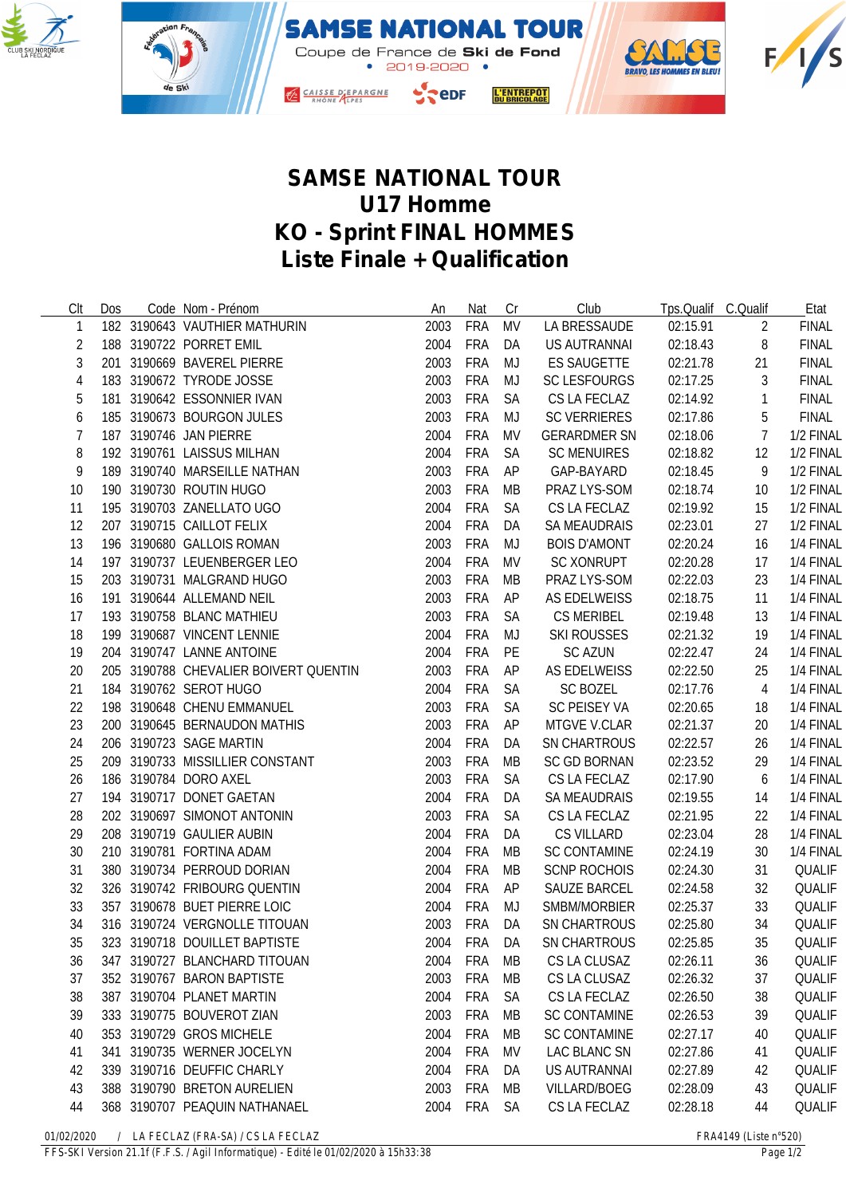# SAMSE NATIONAL TOUR
# U17 Homme
# KO - Sprint FINAL HOMMES
# Liste Finale + Qualification

| Clt | Dos | Code | Nom - Prénom | An | Nat | Cr | Club | Tps.Qualif | C.Qualif | Etat |
|---|---|---|---|---|---|---|---|---|---|---|
| 1 | 182 | 3190643 | VAUTHIER MATHURIN | 2003 | FRA | MV | LA BRESSAUDE | 02:15.91 | 2 | FINAL |
| 2 | 188 | 3190722 | PORRET EMIL | 2004 | FRA | DA | US AUTRANNAI | 02:18.43 | 8 | FINAL |
| 3 | 201 | 3190669 | BAVEREL PIERRE | 2003 | FRA | MJ | ES SAUGETTE | 02:21.78 | 21 | FINAL |
| 4 | 183 | 3190672 | TYRODE JOSSE | 2003 | FRA | MJ | SC LESFOURGS | 02:17.25 | 3 | FINAL |
| 5 | 181 | 3190642 | ESSONNIER IVAN | 2003 | FRA | SA | CS LA FECLAZ | 02:14.92 | 1 | FINAL |
| 6 | 185 | 3190673 | BOURGON JULES | 2003 | FRA | MJ | SC VERRIERES | 02:17.86 | 5 | FINAL |
| 7 | 187 | 3190746 | JAN PIERRE | 2004 | FRA | MV | GERARDMER SN | 02:18.06 | 7 | 1/2 FINAL |
| 8 | 192 | 3190761 | LAISSUS MILHAN | 2004 | FRA | SA | SC MENUIRES | 02:18.82 | 12 | 1/2 FINAL |
| 9 | 189 | 3190740 | MARSEILLE NATHAN | 2003 | FRA | AP | GAP-BAYARD | 02:18.45 | 9 | 1/2 FINAL |
| 10 | 190 | 3190730 | ROUTIN HUGO | 2003 | FRA | MB | PRAZ LYS-SOM | 02:18.74 | 10 | 1/2 FINAL |
| 11 | 195 | 3190703 | ZANELLATO UGO | 2004 | FRA | SA | CS LA FECLAZ | 02:19.92 | 15 | 1/2 FINAL |
| 12 | 207 | 3190715 | CAILLOT FELIX | 2004 | FRA | DA | SA MEAUDRAIS | 02:23.01 | 27 | 1/2 FINAL |
| 13 | 196 | 3190680 | GALLOIS ROMAN | 2003 | FRA | MJ | BOIS D'AMONT | 02:20.24 | 16 | 1/4 FINAL |
| 14 | 197 | 3190737 | LEUENBERGER LEO | 2004 | FRA | MV | SC XONRUPT | 02:20.28 | 17 | 1/4 FINAL |
| 15 | 203 | 3190731 | MALGRAND HUGO | 2003 | FRA | MB | PRAZ LYS-SOM | 02:22.03 | 23 | 1/4 FINAL |
| 16 | 191 | 3190644 | ALLEMAND NEIL | 2003 | FRA | AP | AS EDELWEISS | 02:18.75 | 11 | 1/4 FINAL |
| 17 | 193 | 3190758 | BLANC MATHIEU | 2003 | FRA | SA | CS MERIBEL | 02:19.48 | 13 | 1/4 FINAL |
| 18 | 199 | 3190687 | VINCENT LENNIE | 2004 | FRA | MJ | SKI ROUSSES | 02:21.32 | 19 | 1/4 FINAL |
| 19 | 204 | 3190747 | LANNE ANTOINE | 2004 | FRA | PE | SC AZUN | 02:22.47 | 24 | 1/4 FINAL |
| 20 | 205 | 3190788 | CHEVALIER BOIVERT QUENTIN | 2003 | FRA | AP | AS EDELWEISS | 02:22.50 | 25 | 1/4 FINAL |
| 21 | 184 | 3190762 | SEROT HUGO | 2004 | FRA | SA | SC BOZEL | 02:17.76 | 4 | 1/4 FINAL |
| 22 | 198 | 3190648 | CHENU EMMANUEL | 2003 | FRA | SA | SC PEISEY VA | 02:20.65 | 18 | 1/4 FINAL |
| 23 | 200 | 3190645 | BERNAUDON MATHIS | 2003 | FRA | AP | MTGVE V.CLAR | 02:21.37 | 20 | 1/4 FINAL |
| 24 | 206 | 3190723 | SAGE MARTIN | 2004 | FRA | DA | SN CHARTROUS | 02:22.57 | 26 | 1/4 FINAL |
| 25 | 209 | 3190733 | MISSILLIER CONSTANT | 2003 | FRA | MB | SC GD BORNAN | 02:23.52 | 29 | 1/4 FINAL |
| 26 | 186 | 3190784 | DORO AXEL | 2003 | FRA | SA | CS LA FECLAZ | 02:17.90 | 6 | 1/4 FINAL |
| 27 | 194 | 3190717 | DONET GAETAN | 2004 | FRA | DA | SA MEAUDRAIS | 02:19.55 | 14 | 1/4 FINAL |
| 28 | 202 | 3190697 | SIMONOT ANTONIN | 2003 | FRA | SA | CS LA FECLAZ | 02:21.95 | 22 | 1/4 FINAL |
| 29 | 208 | 3190719 | GAULIER AUBIN | 2004 | FRA | DA | CS VILLARD | 02:23.04 | 28 | 1/4 FINAL |
| 30 | 210 | 3190781 | FORTINA ADAM | 2004 | FRA | MB | SC CONTAMINE | 02:24.19 | 30 | 1/4 FINAL |
| 31 | 380 | 3190734 | PERROUD DORIAN | 2004 | FRA | MB | SCNP ROCHOIS | 02:24.30 | 31 | QUALIF |
| 32 | 326 | 3190742 | FRIBOURG QUENTIN | 2004 | FRA | AP | SAUZE BARCEL | 02:24.58 | 32 | QUALIF |
| 33 | 357 | 3190678 | BUET PIERRE LOIC | 2004 | FRA | MJ | SMBM/MORBIER | 02:25.37 | 33 | QUALIF |
| 34 | 316 | 3190724 | VERGNOLLE TITOUAN | 2003 | FRA | DA | SN CHARTROUS | 02:25.80 | 34 | QUALIF |
| 35 | 323 | 3190718 | DOUILLET BAPTISTE | 2004 | FRA | DA | SN CHARTROUS | 02:25.85 | 35 | QUALIF |
| 36 | 347 | 3190727 | BLANCHARD TITOUAN | 2004 | FRA | MB | CS LA CLUSAZ | 02:26.11 | 36 | QUALIF |
| 37 | 352 | 3190767 | BARON BAPTISTE | 2003 | FRA | MB | CS LA CLUSAZ | 02:26.32 | 37 | QUALIF |
| 38 | 387 | 3190704 | PLANET MARTIN | 2004 | FRA | SA | CS LA FECLAZ | 02:26.50 | 38 | QUALIF |
| 39 | 333 | 3190775 | BOUVEROT ZIAN | 2003 | FRA | MB | SC CONTAMINE | 02:26.53 | 39 | QUALIF |
| 40 | 353 | 3190729 | GROS MICHELE | 2004 | FRA | MB | SC CONTAMINE | 02:27.17 | 40 | QUALIF |
| 41 | 341 | 3190735 | WERNER JOCELYN | 2004 | FRA | MV | LAC BLANC SN | 02:27.86 | 41 | QUALIF |
| 42 | 339 | 3190716 | DEUFFIC CHARLY | 2004 | FRA | DA | US AUTRANNAI | 02:27.89 | 42 | QUALIF |
| 43 | 388 | 3190790 | BRETON AURELIEN | 2003 | FRA | MB | VILLARD/BOEG | 02:28.09 | 43 | QUALIF |
| 44 | 368 | 3190707 | PEAQUIN NATHANAEL | 2004 | FRA | SA | CS LA FECLAZ | 02:28.18 | 44 | QUALIF |

01/02/2020 / LA FECLAZ (FRA-SA) / CS LA FECLAZ — FRA4149 (Liste n°520)

FFS-SKI Version 21.1f (F.F.S. / Agil Informatique) - Edité le 01/02/2020 à 15h33:38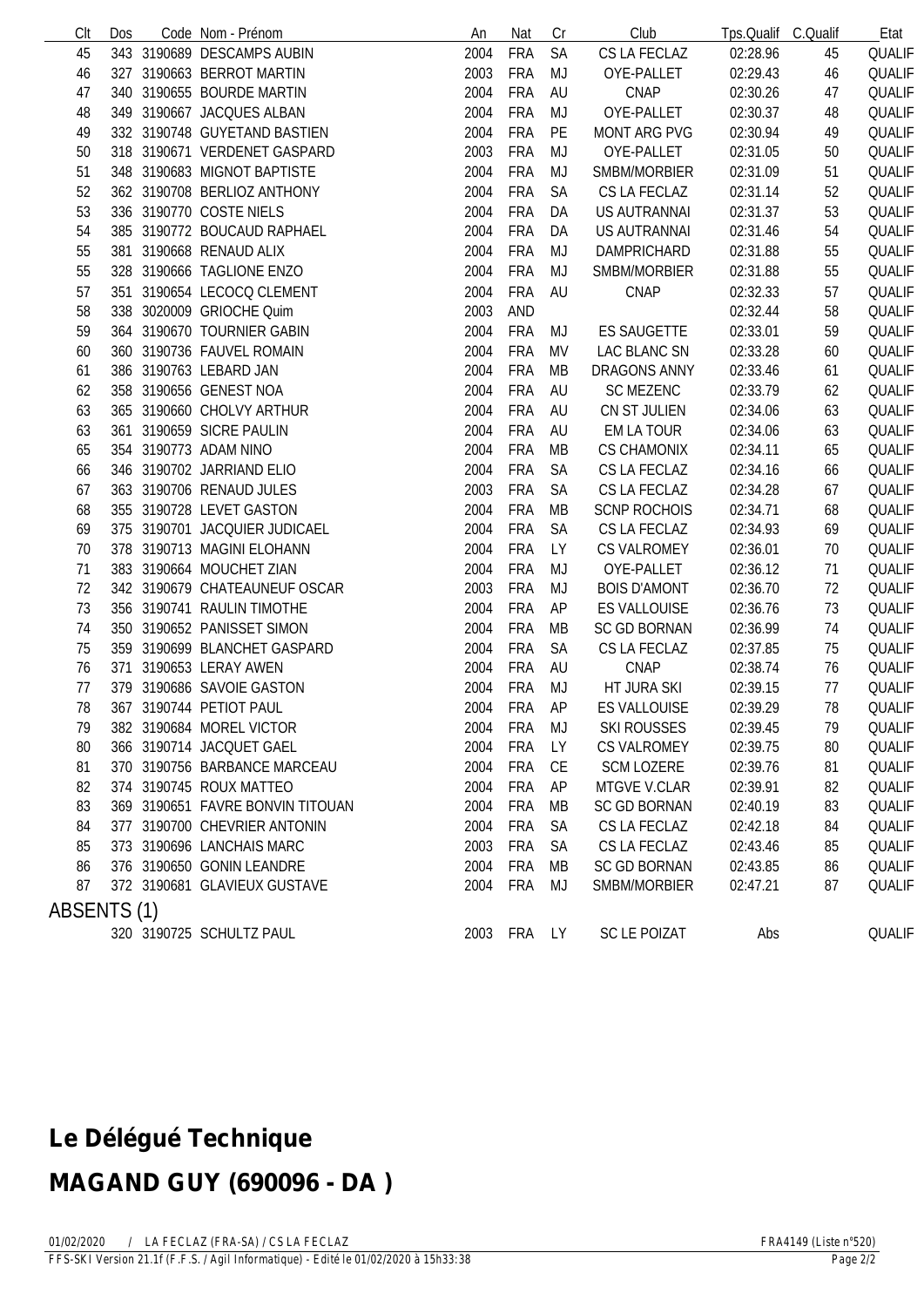| Clt | Dos | Code | Nom - Prénom | An | Nat | Cr | Club | Tps.Qualif | C.Qualif | Etat |
|---|---|---|---|---|---|---|---|---|---|---|
| 45 | 343 | 3190689 | DESCAMPS AUBIN | 2004 | FRA | SA | CS LA FECLAZ | 02:28.96 | 45 | QUALIF |
| 46 | 327 | 3190663 | BERROT MARTIN | 2003 | FRA | MJ | OYE-PALLET | 02:29.43 | 46 | QUALIF |
| 47 | 340 | 3190655 | BOURDE MARTIN | 2004 | FRA | AU | CNAP | 02:30.26 | 47 | QUALIF |
| 48 | 349 | 3190667 | JACQUES ALBAN | 2004 | FRA | MJ | OYE-PALLET | 02:30.37 | 48 | QUALIF |
| 49 | 332 | 3190748 | GUYETAND BASTIEN | 2004 | FRA | PE | MONT ARG PVG | 02:30.94 | 49 | QUALIF |
| 50 | 318 | 3190671 | VERDENET GASPARD | 2003 | FRA | MJ | OYE-PALLET | 02:31.05 | 50 | QUALIF |
| 51 | 348 | 3190683 | MIGNOT BAPTISTE | 2004 | FRA | MJ | SMBM/MORBIER | 02:31.09 | 51 | QUALIF |
| 52 | 362 | 3190708 | BERLIOZ ANTHONY | 2004 | FRA | SA | CS LA FECLAZ | 02:31.14 | 52 | QUALIF |
| 53 | 336 | 3190770 | COSTE NIELS | 2004 | FRA | DA | US AUTRANNAI | 02:31.37 | 53 | QUALIF |
| 54 | 385 | 3190772 | BOUCAUD RAPHAEL | 2004 | FRA | DA | US AUTRANNAI | 02:31.46 | 54 | QUALIF |
| 55 | 381 | 3190668 | RENAUD ALIX | 2004 | FRA | MJ | DAMPRICHARD | 02:31.88 | 55 | QUALIF |
| 55 | 328 | 3190666 | TAGLIONE ENZO | 2004 | FRA | MJ | SMBM/MORBIER | 02:31.88 | 55 | QUALIF |
| 57 | 351 | 3190654 | LECOCQ CLEMENT | 2004 | FRA | AU | CNAP | 02:32.33 | 57 | QUALIF |
| 58 | 338 | 3020009 | GRIOCHE Quim | 2003 | AND | | | 02:32.44 | 58 | QUALIF |
| 59 | 364 | 3190670 | TOURNIER GABIN | 2004 | FRA | MJ | ES SAUGETTE | 02:33.01 | 59 | QUALIF |
| 60 | 360 | 3190736 | FAUVEL ROMAIN | 2004 | FRA | MV | LAC BLANC SN | 02:33.28 | 60 | QUALIF |
| 61 | 386 | 3190763 | LEBARD JAN | 2004 | FRA | MB | DRAGONS ANNY | 02:33.46 | 61 | QUALIF |
| 62 | 358 | 3190656 | GENEST NOA | 2004 | FRA | AU | SC MEZENC | 02:33.79 | 62 | QUALIF |
| 63 | 365 | 3190660 | CHOLVY ARTHUR | 2004 | FRA | AU | CN ST JULIEN | 02:34.06 | 63 | QUALIF |
| 63 | 361 | 3190659 | SICRE PAULIN | 2004 | FRA | AU | EM LA TOUR | 02:34.06 | 63 | QUALIF |
| 65 | 354 | 3190773 | ADAM NINO | 2004 | FRA | MB | CS CHAMONIX | 02:34.11 | 65 | QUALIF |
| 66 | 346 | 3190702 | JARRIAND ELIO | 2004 | FRA | SA | CS LA FECLAZ | 02:34.16 | 66 | QUALIF |
| 67 | 363 | 3190706 | RENAUD JULES | 2003 | FRA | SA | CS LA FECLAZ | 02:34.28 | 67 | QUALIF |
| 68 | 355 | 3190728 | LEVET GASTON | 2004 | FRA | MB | SCNP ROCHOIS | 02:34.71 | 68 | QUALIF |
| 69 | 375 | 3190701 | JACQUIER JUDICAEL | 2004 | FRA | SA | CS LA FECLAZ | 02:34.93 | 69 | QUALIF |
| 70 | 378 | 3190713 | MAGINI ELOHANN | 2004 | FRA | LY | CS VALROMEY | 02:36.01 | 70 | QUALIF |
| 71 | 383 | 3190664 | MOUCHET ZIAN | 2004 | FRA | MJ | OYE-PALLET | 02:36.12 | 71 | QUALIF |
| 72 | 342 | 3190679 | CHATEAUNEUF OSCAR | 2003 | FRA | MJ | BOIS D'AMONT | 02:36.70 | 72 | QUALIF |
| 73 | 356 | 3190741 | RAULIN TIMOTHE | 2004 | FRA | AP | ES VALLOUISE | 02:36.76 | 73 | QUALIF |
| 74 | 350 | 3190652 | PANISSET SIMON | 2004 | FRA | MB | SC GD BORNAN | 02:36.99 | 74 | QUALIF |
| 75 | 359 | 3190699 | BLANCHET GASPARD | 2004 | FRA | SA | CS LA FECLAZ | 02:37.85 | 75 | QUALIF |
| 76 | 371 | 3190653 | LERAY AWEN | 2004 | FRA | AU | CNAP | 02:38.74 | 76 | QUALIF |
| 77 | 379 | 3190686 | SAVOIE GASTON | 2004 | FRA | MJ | HT JURA SKI | 02:39.15 | 77 | QUALIF |
| 78 | 367 | 3190744 | PETIOT PAUL | 2004 | FRA | AP | ES VALLOUISE | 02:39.29 | 78 | QUALIF |
| 79 | 382 | 3190684 | MOREL VICTOR | 2004 | FRA | MJ | SKI ROUSSES | 02:39.45 | 79 | QUALIF |
| 80 | 366 | 3190714 | JACQUET GAEL | 2004 | FRA | LY | CS VALROMEY | 02:39.75 | 80 | QUALIF |
| 81 | 370 | 3190756 | BARBANCE MARCEAU | 2004 | FRA | CE | SCM LOZERE | 02:39.76 | 81 | QUALIF |
| 82 | 374 | 3190745 | ROUX MATTEO | 2004 | FRA | AP | MTGVE V.CLAR | 02:39.91 | 82 | QUALIF |
| 83 | 369 | 3190651 | FAVRE BONVIN TITOUAN | 2004 | FRA | MB | SC GD BORNAN | 02:40.19 | 83 | QUALIF |
| 84 | 377 | 3190700 | CHEVRIER ANTONIN | 2004 | FRA | SA | CS LA FECLAZ | 02:42.18 | 84 | QUALIF |
| 85 | 373 | 3190696 | LANCHAIS MARC | 2003 | FRA | SA | CS LA FECLAZ | 02:43.46 | 85 | QUALIF |
| 86 | 376 | 3190650 | GONIN LEANDRE | 2004 | FRA | MB | SC GD BORNAN | 02:43.85 | 86 | QUALIF |
| 87 | 372 | 3190681 | GLAVIEUX GUSTAVE | 2004 | FRA | MJ | SMBM/MORBIER | 02:47.21 | 87 | QUALIF |
| ABSENTS (1) | | | | | | | | | | |
| | 320 | 3190725 | SCHULTZ PAUL | 2003 | FRA | LY | SC LE POIZAT | Abs | | QUALIF |

## Le Délégué Technique

## MAGAND GUY (690096 - DA )

01/02/2020 / LA FECLAZ (FRA-SA) / CS LA FECLAZ FRA4149 (Liste n°520)

FFS-SKI Version 21.1f (F.F.S. / Agil Informatique) - Edité le 01/02/2020 à 15h33:38